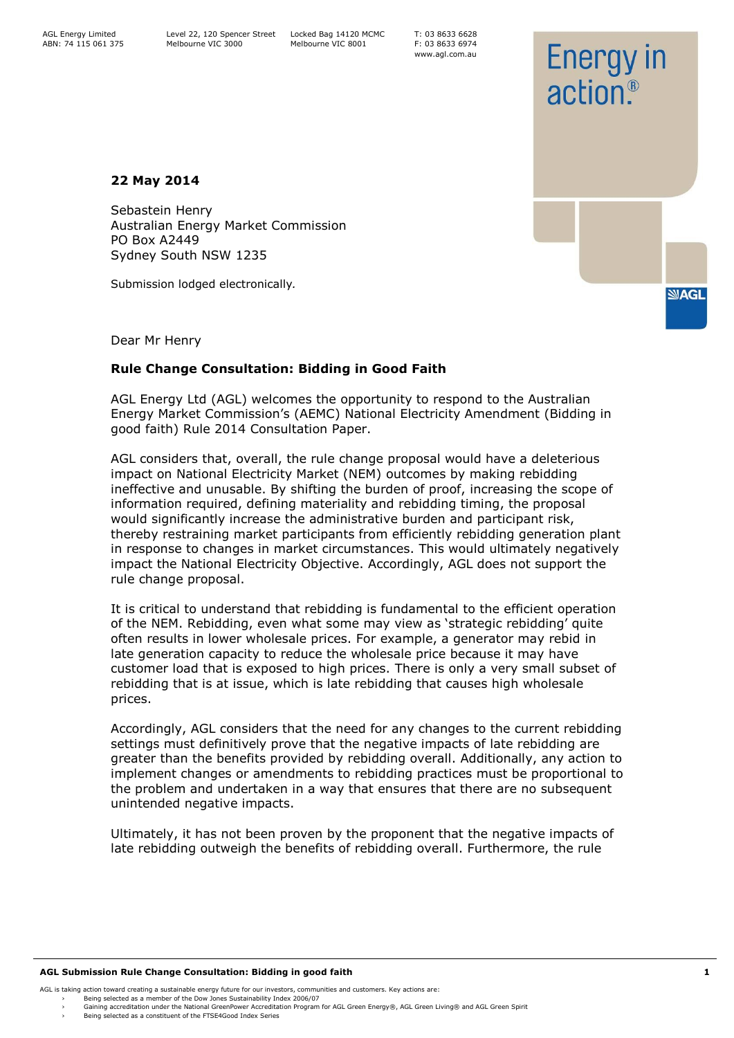AGL Energy Limited
ABN: 74 115 061 375

Level 22, 120 Spencer Street
Melbourne VIC 3000

Locked Bag 14120 MCMC
Melbourne VIC 8001

T: 03 8633 6628
F: 03 8633 6974
www.agl.com.au

Energy in action.®

**22 May 2014**

Sebastein Henry
Australian Energy Market Commission
PO Box A2449
Sydney South NSW 1235

Submission lodged electronically.

Dear Mr Henry

**Rule Change Consultation: Bidding in Good Faith**

AGL Energy Ltd (AGL) welcomes the opportunity to respond to the Australian Energy Market Commission's (AEMC) National Electricity Amendment (Bidding in good faith) Rule 2014 Consultation Paper.

AGL considers that, overall, the rule change proposal would have a deleterious impact on National Electricity Market (NEM) outcomes by making rebidding ineffective and unusable. By shifting the burden of proof, increasing the scope of information required, defining materiality and rebidding timing, the proposal would significantly increase the administrative burden and participant risk, thereby restraining market participants from efficiently rebidding generation plant in response to changes in market circumstances. This would ultimately negatively impact the National Electricity Objective. Accordingly, AGL does not support the rule change proposal.

It is critical to understand that rebidding is fundamental to the efficient operation of the NEM. Rebidding, even what some may view as 'strategic rebidding' quite often results in lower wholesale prices. For example, a generator may rebid in late generation capacity to reduce the wholesale price because it may have customer load that is exposed to high prices. There is only a very small subset of rebidding that is at issue, which is late rebidding that causes high wholesale prices.

Accordingly, AGL considers that the need for any changes to the current rebidding settings must definitively prove that the negative impacts of late rebidding are greater than the benefits provided by rebidding overall. Additionally, any action to implement changes or amendments to rebidding practices must be proportional to the problem and undertaken in a way that ensures that there are no subsequent unintended negative impacts.

Ultimately, it has not been proven by the proponent that the negative impacts of late rebidding outweigh the benefits of rebidding overall. Furthermore, the rule

AGL is taking action toward creating a sustainable energy future for our investors, communities and customers. Key actions are:
- Being selected as a member of the Dow Jones Sustainability Index 2006/07
- Gaining accreditation under the National GreenPower Accreditation Program for AGL Green Energy®, AGL Green Living® and AGL Green Spirit
- Being selected as a constituent of the FTSE4Good Index Series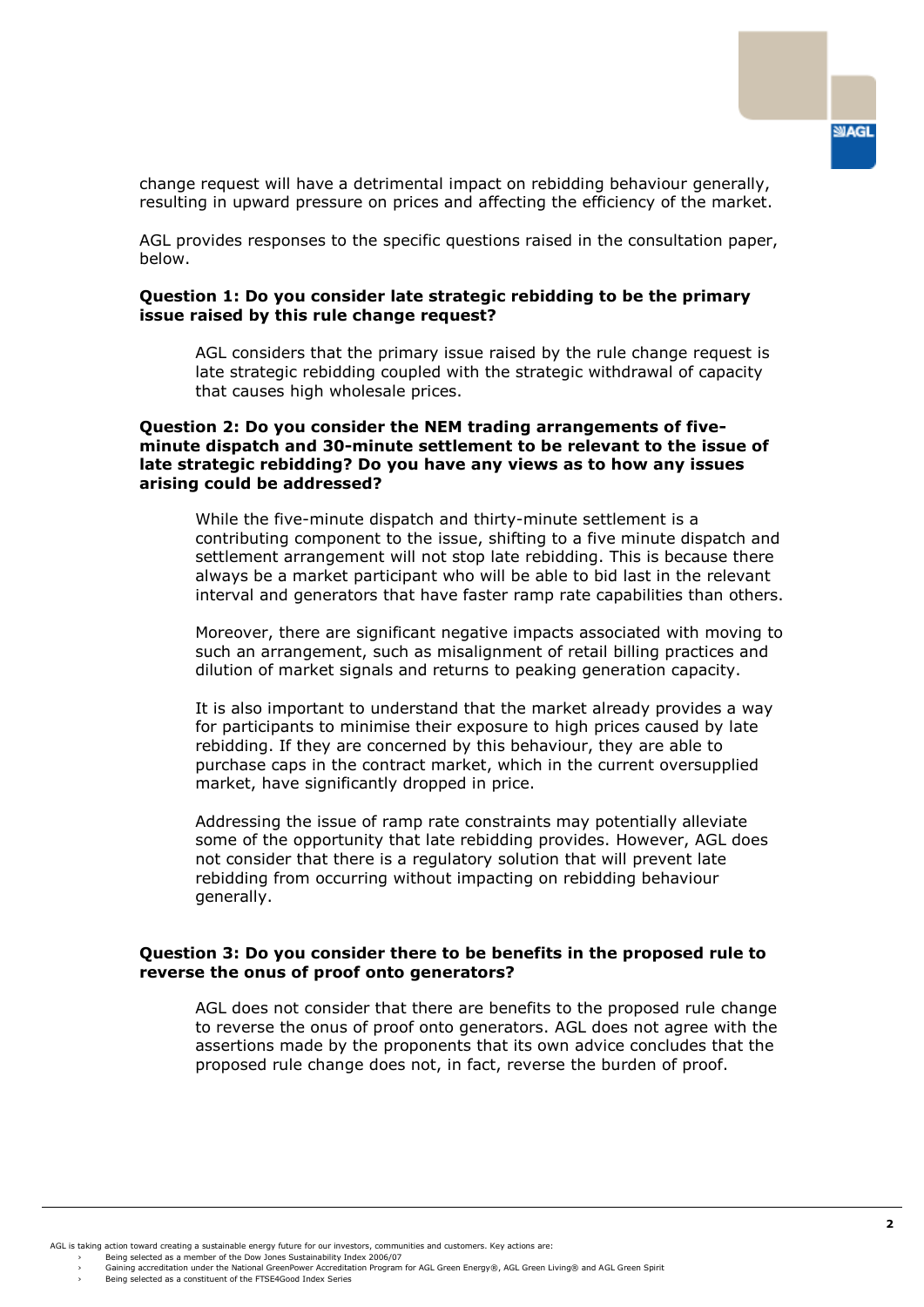change request will have a detrimental impact on rebidding behaviour generally, resulting in upward pressure on prices and affecting the efficiency of the market.

AGL provides responses to the specific questions raised in the consultation paper, below.

**Question 1: Do you consider late strategic rebidding to be the primary issue raised by this rule change request?**

AGL considers that the primary issue raised by the rule change request is late strategic rebidding coupled with the strategic withdrawal of capacity that causes high wholesale prices.

**Question 2: Do you consider the NEM trading arrangements of five-minute dispatch and 30-minute settlement to be relevant to the issue of late strategic rebidding? Do you have any views as to how any issues arising could be addressed?**

While the five-minute dispatch and thirty-minute settlement is a contributing component to the issue, shifting to a five minute dispatch and settlement arrangement will not stop late rebidding. This is because there always be a market participant who will be able to bid last in the relevant interval and generators that have faster ramp rate capabilities than others.

Moreover, there are significant negative impacts associated with moving to such an arrangement, such as misalignment of retail billing practices and dilution of market signals and returns to peaking generation capacity.

It is also important to understand that the market already provides a way for participants to minimise their exposure to high prices caused by late rebidding. If they are concerned by this behaviour, they are able to purchase caps in the contract market, which in the current oversupplied market, have significantly dropped in price.

Addressing the issue of ramp rate constraints may potentially alleviate some of the opportunity that late rebidding provides. However, AGL does not consider that there is a regulatory solution that will prevent late rebidding from occurring without impacting on rebidding behaviour generally.

**Question 3: Do you consider there to be benefits in the proposed rule to reverse the onus of proof onto generators?**

AGL does not consider that there are benefits to the proposed rule change to reverse the onus of proof onto generators. AGL does not agree with the assertions made by the proponents that its own advice concludes that the proposed rule change does not, in fact, reverse the burden of proof.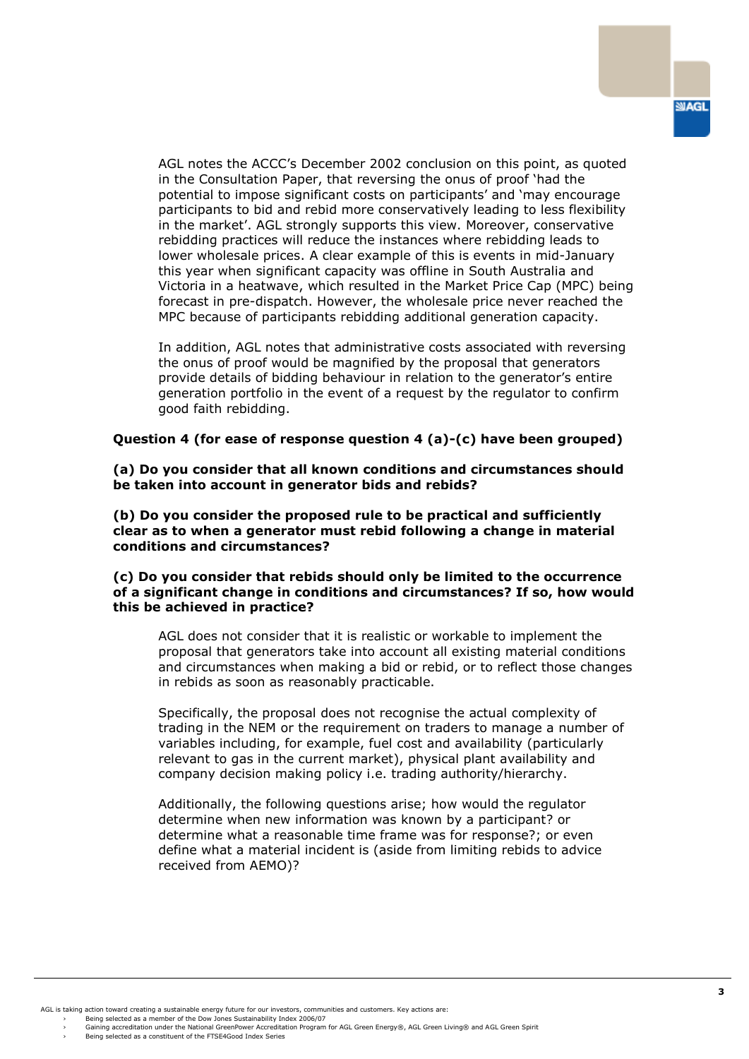AGL notes the ACCC's December 2002 conclusion on this point, as quoted in the Consultation Paper, that reversing the onus of proof 'had the potential to impose significant costs on participants' and 'may encourage participants to bid and rebid more conservatively leading to less flexibility in the market'. AGL strongly supports this view. Moreover, conservative rebidding practices will reduce the instances where rebidding leads to lower wholesale prices. A clear example of this is events in mid-January this year when significant capacity was offline in South Australia and Victoria in a heatwave, which resulted in the Market Price Cap (MPC) being forecast in pre-dispatch. However, the wholesale price never reached the MPC because of participants rebidding additional generation capacity.

In addition, AGL notes that administrative costs associated with reversing the onus of proof would be magnified by the proposal that generators provide details of bidding behaviour in relation to the generator's entire generation portfolio in the event of a request by the regulator to confirm good faith rebidding.

**Question 4 (for ease of response question 4 (a)-(c) have been grouped)**

**(a) Do you consider that all known conditions and circumstances should be taken into account in generator bids and rebids?**

**(b) Do you consider the proposed rule to be practical and sufficiently clear as to when a generator must rebid following a change in material conditions and circumstances?**

**(c) Do you consider that rebids should only be limited to the occurrence of a significant change in conditions and circumstances? If so, how would this be achieved in practice?**

AGL does not consider that it is realistic or workable to implement the proposal that generators take into account all existing material conditions and circumstances when making a bid or rebid, or to reflect those changes in rebids as soon as reasonably practicable.

Specifically, the proposal does not recognise the actual complexity of trading in the NEM or the requirement on traders to manage a number of variables including, for example, fuel cost and availability (particularly relevant to gas in the current market), physical plant availability and company decision making policy i.e. trading authority/hierarchy.

Additionally, the following questions arise; how would the regulator determine when new information was known by a participant? or determine what a reasonable time frame was for response?; or even define what a material incident is (aside from limiting rebids to advice received from AEMO)?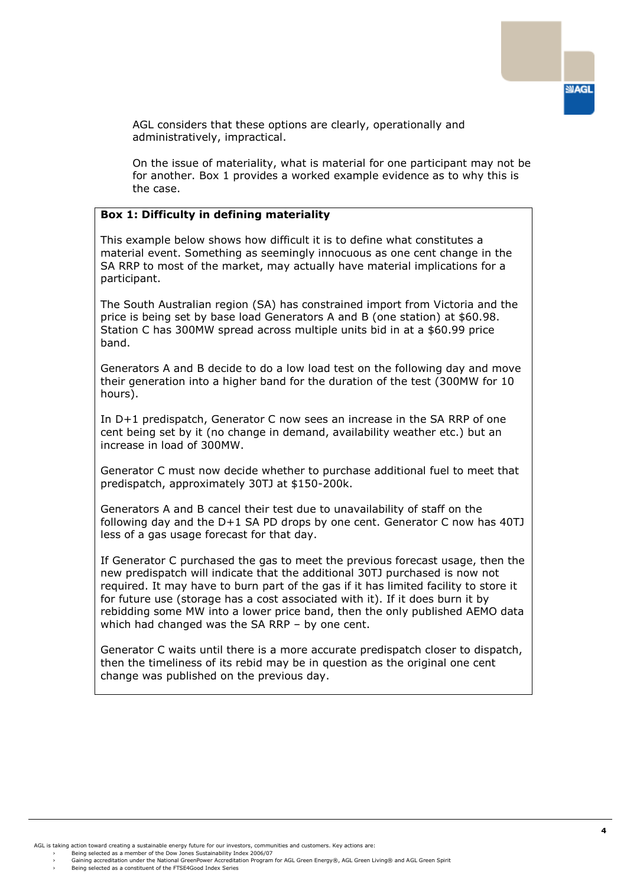AGL considers that these options are clearly, operationally and administratively, impractical.

On the issue of materiality, what is material for one participant may not be for another. Box 1 provides a worked example evidence as to why this is the case.

**Box 1: Difficulty in defining materiality**

This example below shows how difficult it is to define what constitutes a material event. Something as seemingly innocuous as one cent change in the SA RRP to most of the market, may actually have material implications for a participant.

The South Australian region (SA) has constrained import from Victoria and the price is being set by base load Generators A and B (one station) at $60.98. Station C has 300MW spread across multiple units bid in at a $60.99 price band.

Generators A and B decide to do a low load test on the following day and move their generation into a higher band for the duration of the test (300MW for 10 hours).

In D+1 predispatch, Generator C now sees an increase in the SA RRP of one cent being set by it (no change in demand, availability weather etc.) but an increase in load of 300MW.

Generator C must now decide whether to purchase additional fuel to meet that predispatch, approximately 30TJ at $150-200k.

Generators A and B cancel their test due to unavailability of staff on the following day and the D+1 SA PD drops by one cent. Generator C now has 40TJ less of a gas usage forecast for that day.

If Generator C purchased the gas to meet the previous forecast usage, then the new predispatch will indicate that the additional 30TJ purchased is now not required. It may have to burn part of the gas if it has limited facility to store it for future use (storage has a cost associated with it). If it does burn it by rebidding some MW into a lower price band, then the only published AEMO data which had changed was the SA RRP – by one cent.

Generator C waits until there is a more accurate predispatch closer to dispatch, then the timeliness of its rebid may be in question as the original one cent change was published on the previous day.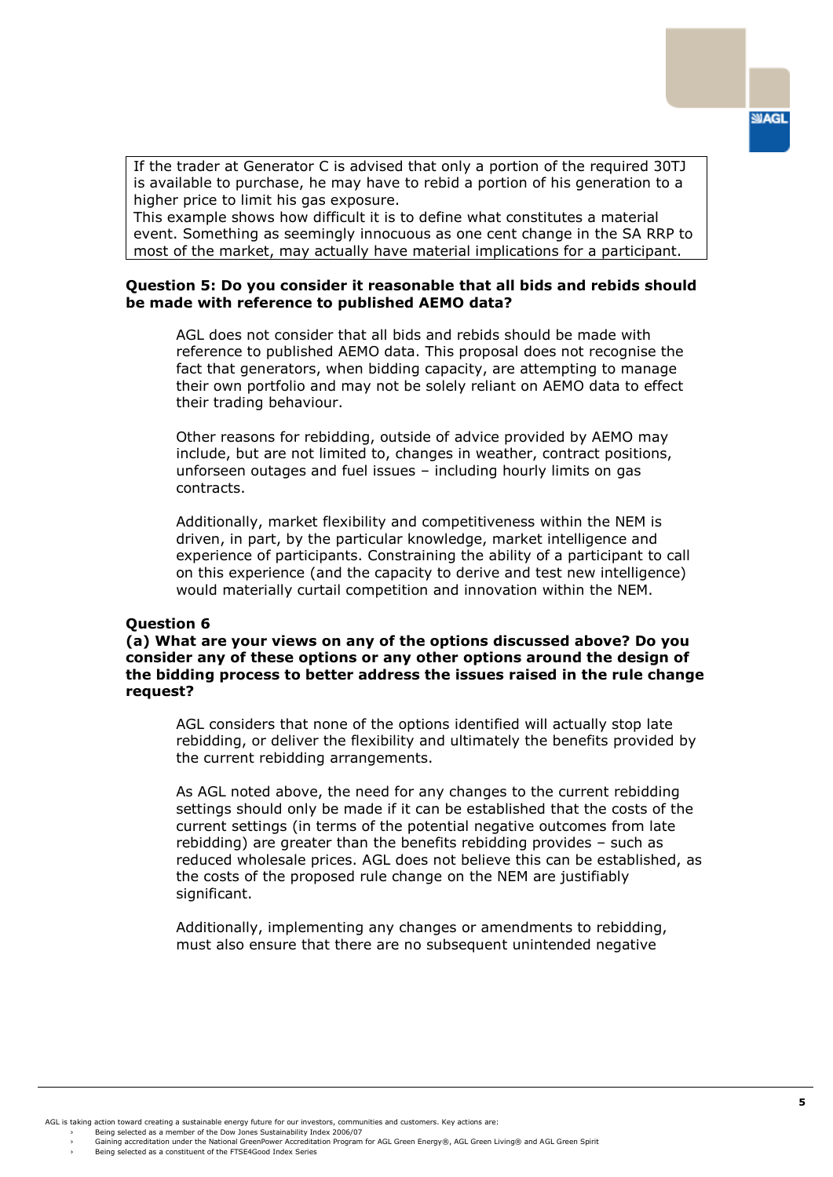If the trader at Generator C is advised that only a portion of the required 30TJ is available to purchase, he may have to rebid a portion of his generation to a higher price to limit his gas exposure.
This example shows how difficult it is to define what constitutes a material event. Something as seemingly innocuous as one cent change in the SA RRP to most of the market, may actually have material implications for a participant.

**Question 5: Do you consider it reasonable that all bids and rebids should be made with reference to published AEMO data?**

AGL does not consider that all bids and rebids should be made with reference to published AEMO data. This proposal does not recognise the fact that generators, when bidding capacity, are attempting to manage their own portfolio and may not be solely reliant on AEMO data to effect their trading behaviour.

Other reasons for rebidding, outside of advice provided by AEMO may include, but are not limited to, changes in weather, contract positions, unforseen outages and fuel issues – including hourly limits on gas contracts.

Additionally, market flexibility and competitiveness within the NEM is driven, in part, by the particular knowledge, market intelligence and experience of participants. Constraining the ability of a participant to call on this experience (and the capacity to derive and test new intelligence) would materially curtail competition and innovation within the NEM.

**Question 6**

**(a) What are your views on any of the options discussed above? Do you consider any of these options or any other options around the design of the bidding process to better address the issues raised in the rule change request?**

AGL considers that none of the options identified will actually stop late rebidding, or deliver the flexibility and ultimately the benefits provided by the current rebidding arrangements.

As AGL noted above, the need for any changes to the current rebidding settings should only be made if it can be established that the costs of the current settings (in terms of the potential negative outcomes from late rebidding) are greater than the benefits rebidding provides – such as reduced wholesale prices. AGL does not believe this can be established, as the costs of the proposed rule change on the NEM are justifiably significant.

Additionally, implementing any changes or amendments to rebidding, must also ensure that there are no subsequent unintended negative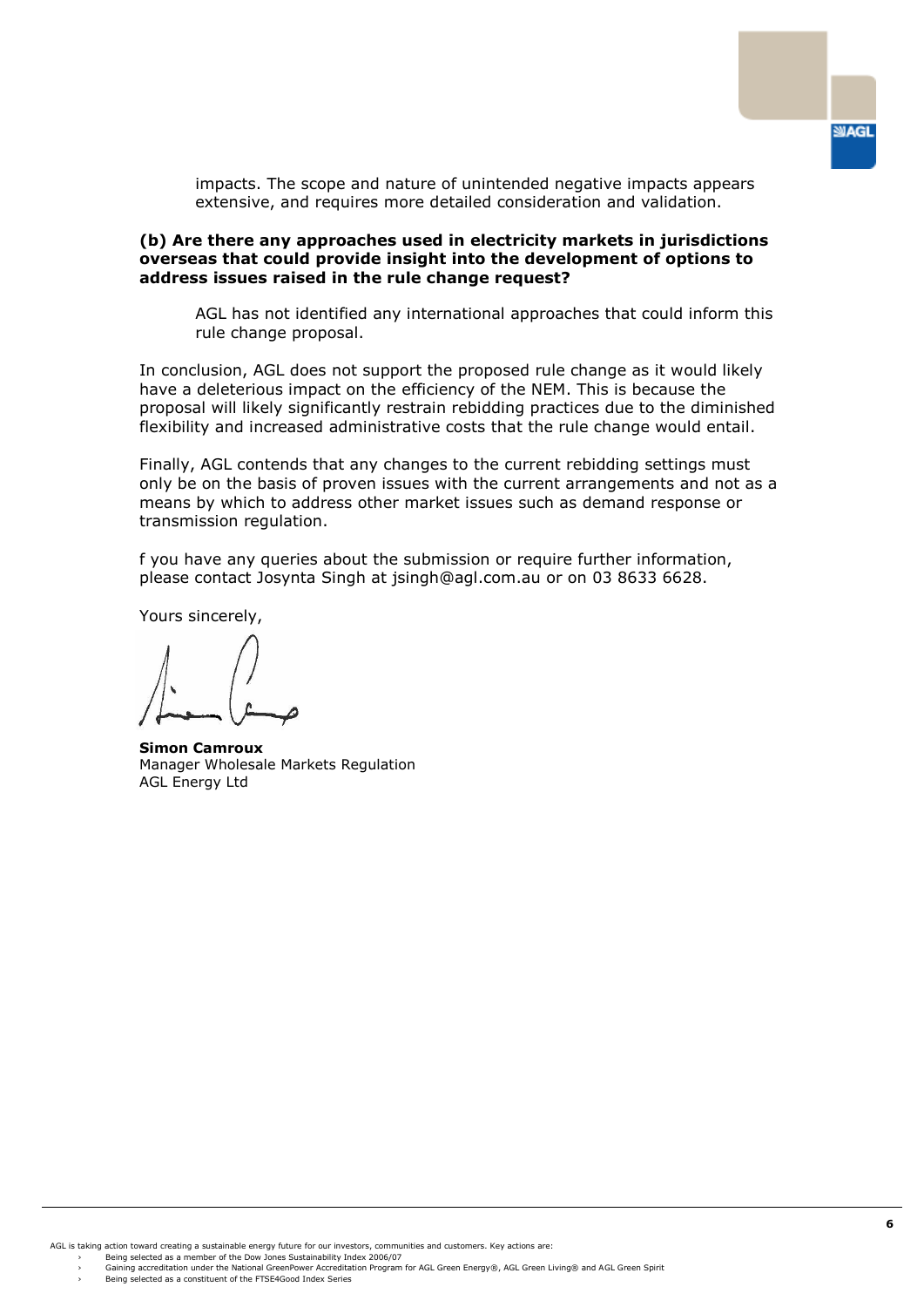impacts. The scope and nature of unintended negative impacts appears extensive, and requires more detailed consideration and validation.

**(b) Are there any approaches used in electricity markets in jurisdictions overseas that could provide insight into the development of options to address issues raised in the rule change request?**

AGL has not identified any international approaches that could inform this rule change proposal.

In conclusion, AGL does not support the proposed rule change as it would likely have a deleterious impact on the efficiency of the NEM. This is because the proposal will likely significantly restrain rebidding practices due to the diminished flexibility and increased administrative costs that the rule change would entail.

Finally, AGL contends that any changes to the current rebidding settings must only be on the basis of proven issues with the current arrangements and not as a means by which to address other market issues such as demand response or transmission regulation.

f you have any queries about the submission or require further information, please contact Josynta Singh at jsingh@agl.com.au or on 03 8633 6628.

Yours sincerely,

**Simon Camroux**
Manager Wholesale Markets Regulation
AGL Energy Ltd

AGL is taking action toward creating a sustainable energy future for our investors, communities and customers. Key actions are:

- Being selected as a member of the Dow Jones Sustainability Index 2006/07
- Gaining accreditation under the National GreenPower Accreditation Program for AGL Green Energy®, AGL Green Living® and AGL Green Spirit
- Being selected as a constituent of the FTSE4Good Index Series